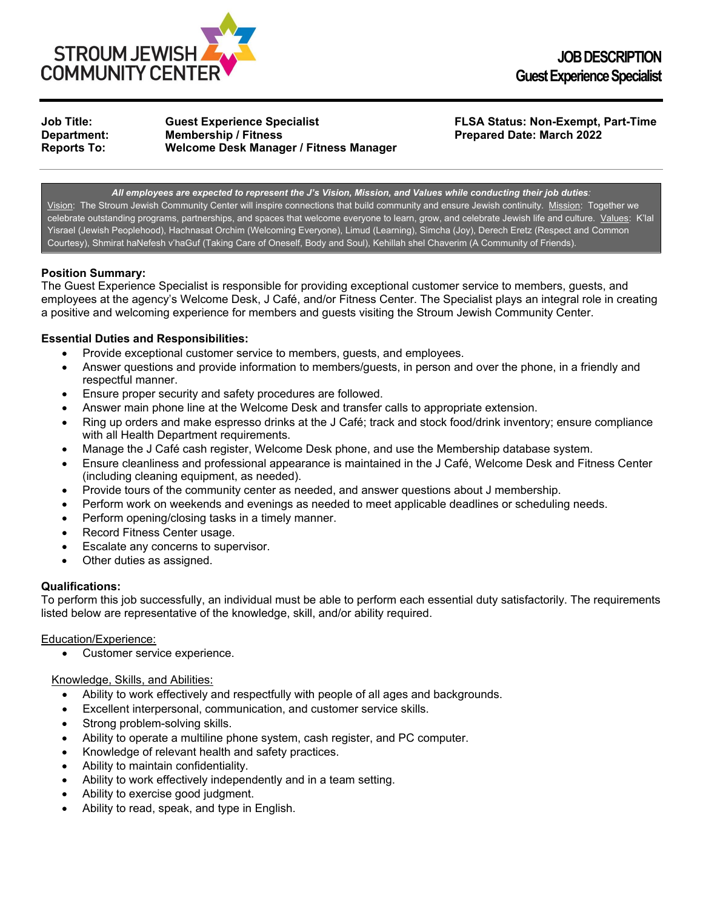STROUM JEWISH COMMUNITY CENTER

# JOB DESCRIPTION
## Guest Experience Specialist

| | | |
|---|---|---|
| **Job Title:** | **Guest Experience Specialist** | **FLSA Status: Non-Exempt, Part-Time** |
| **Department:** | **Membership / Fitness** | **Prepared Date: March 2022** |
| **Reports To:** | **Welcome Desk Manager / Fitness Manager** | |

***All employees are expected to represent the J's Vision, Mission, and Values while conducting their job duties:***
Vision: The Stroum Jewish Community Center will inspire connections that build community and ensure Jewish continuity. Mission: Together we celebrate outstanding programs, partnerships, and spaces that welcome everyone to learn, grow, and celebrate Jewish life and culture. Values: K'lal Yisrael (Jewish Peoplehood), Hachnasat Orchim (Welcoming Everyone), Limud (Learning), Simcha (Joy), Derech Eretz (Respect and Common Courtesy), Shmirat haNefesh v'haGuf (Taking Care of Oneself, Body and Soul), Kehillah shel Chaverim (A Community of Friends).

**Position Summary:**
The Guest Experience Specialist is responsible for providing exceptional customer service to members, guests, and employees at the agency's Welcome Desk, J Café, and/or Fitness Center. The Specialist plays an integral role in creating a positive and welcoming experience for members and guests visiting the Stroum Jewish Community Center.

**Essential Duties and Responsibilities:**

- Provide exceptional customer service to members, guests, and employees.
- Answer questions and provide information to members/guests, in person and over the phone, in a friendly and respectful manner.
- Ensure proper security and safety procedures are followed.
- Answer main phone line at the Welcome Desk and transfer calls to appropriate extension.
- Ring up orders and make espresso drinks at the J Café; track and stock food/drink inventory; ensure compliance with all Health Department requirements.
- Manage the J Café cash register, Welcome Desk phone, and use the Membership database system.
- Ensure cleanliness and professional appearance is maintained in the J Café, Welcome Desk and Fitness Center (including cleaning equipment, as needed).
- Provide tours of the community center as needed, and answer questions about J membership.
- Perform work on weekends and evenings as needed to meet applicable deadlines or scheduling needs.
- Perform opening/closing tasks in a timely manner.
- Record Fitness Center usage.
- Escalate any concerns to supervisor.
- Other duties as assigned.

**Qualifications:**
To perform this job successfully, an individual must be able to perform each essential duty satisfactorily. The requirements listed below are representative of the knowledge, skill, and/or ability required.

Education/Experience:

- Customer service experience.

Knowledge, Skills, and Abilities:

- Ability to work effectively and respectfully with people of all ages and backgrounds.
- Excellent interpersonal, communication, and customer service skills.
- Strong problem-solving skills.
- Ability to operate a multiline phone system, cash register, and PC computer.
- Knowledge of relevant health and safety practices.
- Ability to maintain confidentiality.
- Ability to work effectively independently and in a team setting.
- Ability to exercise good judgment.
- Ability to read, speak, and type in English.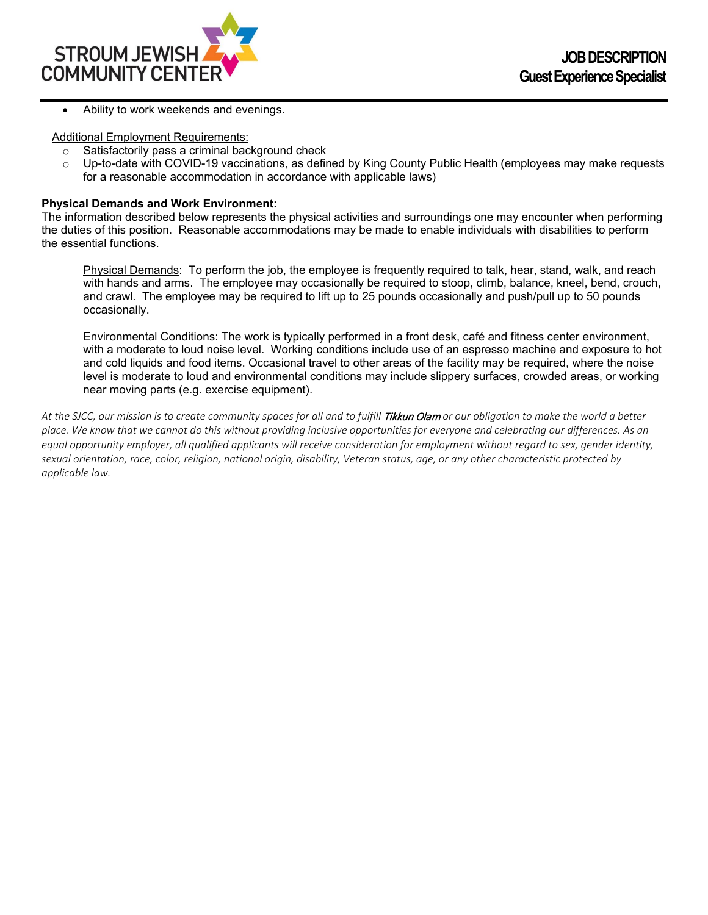- Ability to work weekends and evenings.

Additional Employment Requirements:

- Satisfactorily pass a criminal background check
- Up-to-date with COVID-19 vaccinations, as defined by King County Public Health (employees may make requests for a reasonable accommodation in accordance with applicable laws)

**Physical Demands and Work Environment:**
The information described below represents the physical activities and surroundings one may encounter when performing the duties of this position. Reasonable accommodations may be made to enable individuals with disabilities to perform the essential functions.

Physical Demands: To perform the job, the employee is frequently required to talk, hear, stand, walk, and reach with hands and arms. The employee may occasionally be required to stoop, climb, balance, kneel, bend, crouch, and crawl. The employee may be required to lift up to 25 pounds occasionally and push/pull up to 50 pounds occasionally.

Environmental Conditions: The work is typically performed in a front desk, café and fitness center environment, with a moderate to loud noise level. Working conditions include use of an espresso machine and exposure to hot and cold liquids and food items. Occasional travel to other areas of the facility may be required, where the noise level is moderate to loud and environmental conditions may include slippery surfaces, crowded areas, or working near moving parts (e.g. exercise equipment).

*At the SJCC, our mission is to create community spaces for all and to fulfill Tikkun Olam or our obligation to make the world a better place. We know that we cannot do this without providing inclusive opportunities for everyone and celebrating our differences. As an equal opportunity employer, all qualified applicants will receive consideration for employment without regard to sex, gender identity, sexual orientation, race, color, religion, national origin, disability, Veteran status, age, or any other characteristic protected by applicable law.*